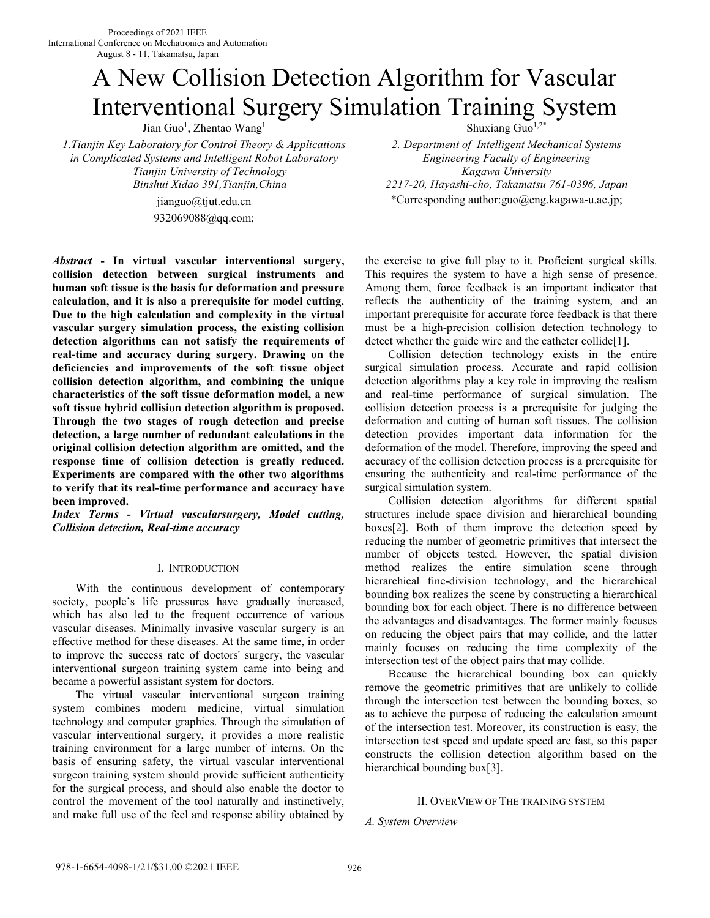Proceedings of 2021 IEEE
International Conference on Mechatronics and Automation
August 8 - 11, Takamatsu, Japan

# A New Collision Detection Algorithm for Vascular Interventional Surgery Simulation Training System

Jian Guo[1], Zhentao Wang[1]

*1.Tianjin Key Laboratory for Control Theory & Applications in Complicated Systems and Intelligent Robot Laboratory*
*Tianjin University of Technology*
*Binshui Xidao 391,Tianjin,China*
jianguo@tjut.edu.cn
932069088@qq.com;

Shuxiang Guo[1,2*]

*2. Department of Intelligent Mechanical Systems Engineering Faculty of Engineering*
*Kagawa University*
*2217-20, Hayashi-cho, Takamatsu 761-0396, Japan*
*Corresponding author:guo@eng.kagawa-u.ac.jp;

***Abstract* - In virtual vascular interventional surgery, collision detection between surgical instruments and human soft tissue is the basis for deformation and pressure calculation, and it is also a prerequisite for model cutting. Due to the high calculation and complexity in the virtual vascular surgery simulation process, the existing collision detection algorithms can not satisfy the requirements of real-time and accuracy during surgery. Drawing on the deficiencies and improvements of the soft tissue object collision detection algorithm, and combining the unique characteristics of the soft tissue deformation model, a new soft tissue hybrid collision detection algorithm is proposed. Through the two stages of rough detection and precise detection, a large number of redundant calculations in the original collision detection algorithm are omitted, and the response time of collision detection is greatly reduced. Experiments are compared with the other two algorithms to verify that its real-time performance and accuracy have been improved.**

***Index Terms - Virtual vascularsurgery, Model cutting, Collision detection, Real-time accuracy***

## I. Introduction

With the continuous development of contemporary society, people's life pressures have gradually increased, which has also led to the frequent occurrence of various vascular diseases. Minimally invasive vascular surgery is an effective method for these diseases. At the same time, in order to improve the success rate of doctors' surgery, the vascular interventional surgeon training system came into being and became a powerful assistant system for doctors.

The virtual vascular interventional surgeon training system combines modern medicine, virtual simulation technology and computer graphics. Through the simulation of vascular interventional surgery, it provides a more realistic training environment for a large number of interns. On the basis of ensuring safety, the virtual vascular interventional surgeon training system should provide sufficient authenticity for the surgical process, and should also enable the doctor to control the movement of the tool naturally and instinctively, and make full use of the feel and response ability obtained by the exercise to give full play to it. Proficient surgical skills. This requires the system to have a high sense of presence. Among them, force feedback is an important indicator that reflects the authenticity of the training system, and an important prerequisite for accurate force feedback is that there must be a high-precision collision detection technology to detect whether the guide wire and the catheter collide[1].

Collision detection technology exists in the entire surgical simulation process. Accurate and rapid collision detection algorithms play a key role in improving the realism and real-time performance of surgical simulation. The collision detection process is a prerequisite for judging the deformation and cutting of human soft tissues. The collision detection provides important data information for the deformation of the model. Therefore, improving the speed and accuracy of the collision detection process is a prerequisite for ensuring the authenticity and real-time performance of the surgical simulation system.

Collision detection algorithms for different spatial structures include space division and hierarchical bounding boxes[2]. Both of them improve the detection speed by reducing the number of geometric primitives that intersect the number of objects tested. However, the spatial division method realizes the entire simulation scene through hierarchical fine-division technology, and the hierarchical bounding box realizes the scene by constructing a hierarchical bounding box for each object. There is no difference between the advantages and disadvantages. The former mainly focuses on reducing the object pairs that may collide, and the latter mainly focuses on reducing the time complexity of the intersection test of the object pairs that may collide.

Because the hierarchical bounding box can quickly remove the geometric primitives that are unlikely to collide through the intersection test between the bounding boxes, so as to achieve the purpose of reducing the calculation amount of the intersection test. Moreover, its construction is easy, the intersection test speed and update speed are fast, so this paper constructs the collision detection algorithm based on the hierarchical bounding box[3].

## II. OverView of The training system

### *A. System Overview*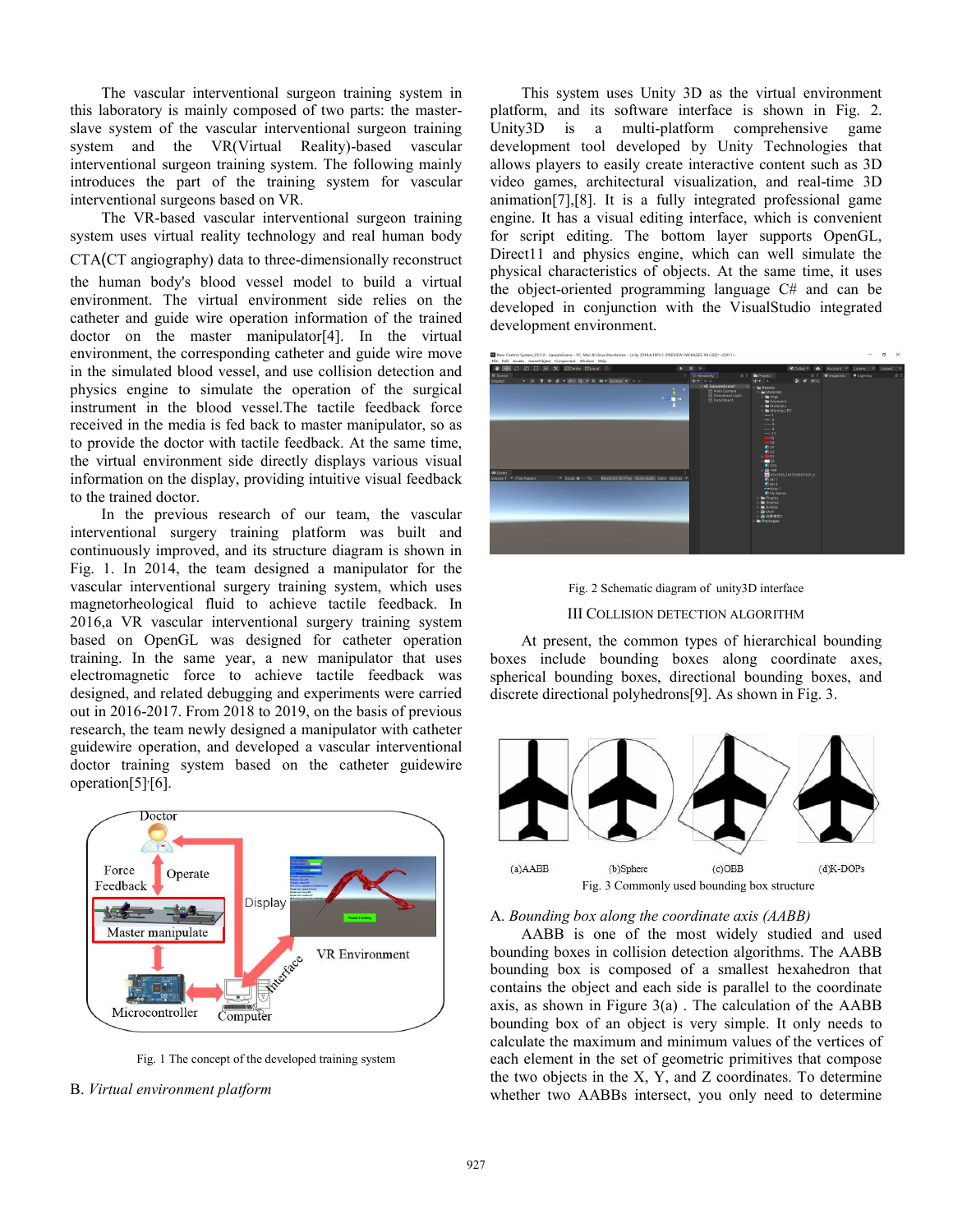The vascular interventional surgeon training system in this laboratory is mainly composed of two parts: the master-slave system of the vascular interventional surgeon training system and the VR(Virtual Reality)-based vascular interventional surgeon training system. The following mainly introduces the part of the training system for vascular interventional surgeons based on VR.

The VR-based vascular interventional surgeon training system uses virtual reality technology and real human body CTA(CT angiography) data to three-dimensionally reconstruct the human body's blood vessel model to build a virtual environment. The virtual environment side relies on the catheter and guide wire operation information of the trained doctor on the master manipulator[4]. In the virtual environment, the corresponding catheter and guide wire move in the simulated blood vessel, and use collision detection and physics engine to simulate the operation of the surgical instrument in the blood vessel.The tactile feedback force received in the media is fed back to master manipulator, so as to provide the doctor with tactile feedback. At the same time, the virtual environment side directly displays various visual information on the display, providing intuitive visual feedback to the trained doctor.

In the previous research of our team, the vascular interventional surgery training platform was built and continuously improved, and its structure diagram is shown in Fig. 1. In 2014, the team designed a manipulator for the vascular interventional surgery training system, which uses magnetorheological fluid to achieve tactile feedback. In 2016,a VR vascular interventional surgery training system based on OpenGL was designed for catheter operation training. In the same year, a new manipulator that uses electromagnetic force to achieve tactile feedback was designed, and related debugging and experiments were carried out in 2016-2017. From 2018 to 2019, on the basis of previous research, the team newly designed a manipulator with catheter guidewire operation, and developed a vascular interventional doctor training system based on the catheter guidewire operation[5],[6].

Fig. 1 The concept of the developed training system

## B. *Virtual environment platform*

This system uses Unity 3D as the virtual environment platform, and its software interface is shown in Fig. 2. Unity3D is a multi-platform comprehensive game development tool developed by Unity Technologies that allows players to easily create interactive content such as 3D video games, architectural visualization, and real-time 3D animation[7],[8]. It is a fully integrated professional game engine. It has a visual editing interface, which is convenient for script editing. The bottom layer supports OpenGL, Direct11 and physics engine, which can well simulate the physical characteristics of objects. At the same time, it uses the object-oriented programming language C# and can be developed in conjunction with the VisualStudio integrated development environment.

Fig. 2 Schematic diagram of unity3D interface

## III Collision Detection Algorithm

At present, the common types of hierarchical bounding boxes include bounding boxes along coordinate axes, spherical bounding boxes, directional bounding boxes, and discrete directional polyhedrons[9]. As shown in Fig. 3.

(a)AABB (b)Sphere (c)OBB (d)K-DOPs

Fig. 3 Commonly used bounding box structure

## A. *Bounding box along the coordinate axis (AABB)*

AABB is one of the most widely studied and used bounding boxes in collision detection algorithms. The AABB bounding box is composed of a smallest hexahedron that contains the object and each side is parallel to the coordinate axis, as shown in Figure 3(a) . The calculation of the AABB bounding box of an object is very simple. It only needs to calculate the maximum and minimum values of the vertices of each element in the set of geometric primitives that compose the two objects in the X, Y, and Z coordinates. To determine whether two AABBs intersect, you only need to determine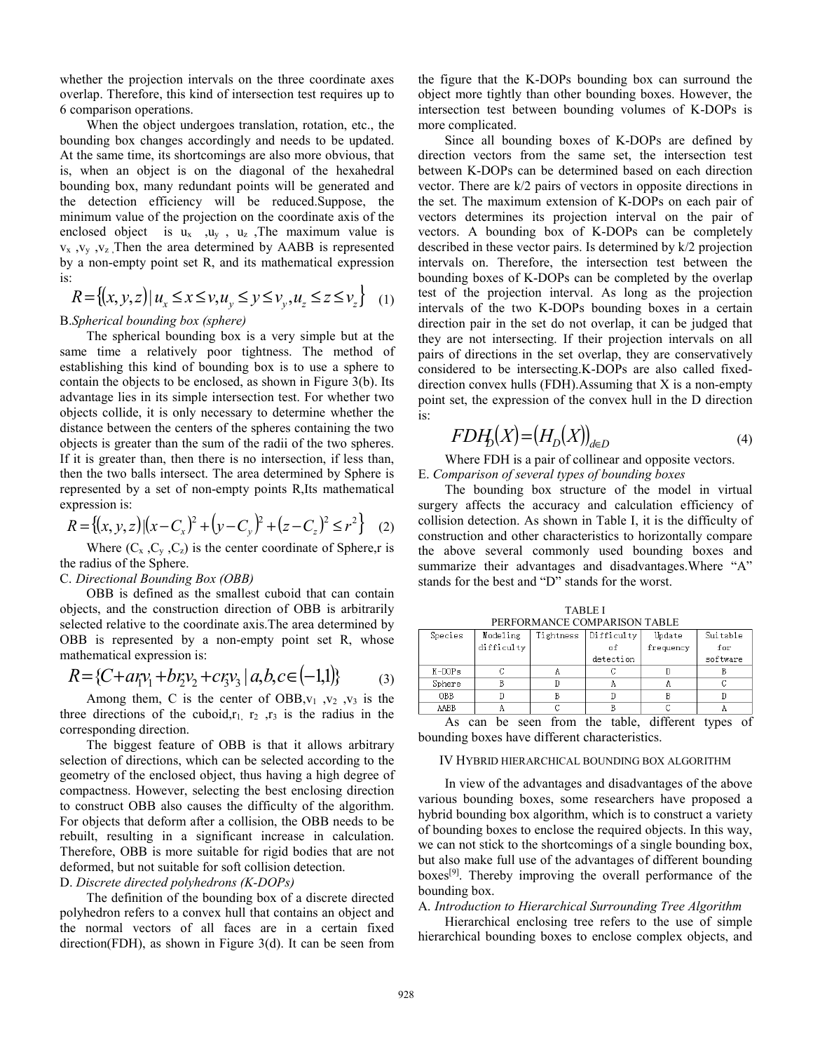whether the projection intervals on the three coordinate axes overlap. Therefore, this kind of intersection test requires up to 6 comparison operations.

When the object undergoes translation, rotation, etc., the bounding box changes accordingly and needs to be updated. At the same time, its shortcomings are also more obvious, that is, when an object is on the diagonal of the hexahedral bounding box, many redundant points will be generated and the detection efficiency will be reduced.Suppose, the minimum value of the projection on the coordinate axis of the enclosed object is $u_x$ ,$u_y$ , $u_z$ ,The maximum value is $v_x$ ,$v_y$ ,$v_z$ .Then the area determined by AABB is represented by a non-empty point set R, and its mathematical expression is:

$$R=\{(x,y,z)\,|\,u_x \le x \le v, u_y \le y \le v_y, u_z \le z \le v_z\} \quad (1)$$

B. *Spherical bounding box (sphere)*

The spherical bounding box is a very simple but at the same time a relatively poor tightness. The method of establishing this kind of bounding box is to use a sphere to contain the objects to be enclosed, as shown in Figure 3(b). Its advantage lies in its simple intersection test. For whether two objects collide, it is only necessary to determine whether the distance between the centers of the spheres containing the two objects is greater than the sum of the radii of the two spheres. If it is greater than, then there is no intersection, if less than, then the two balls intersect. The area determined by Sphere is represented by a set of non-empty points R,Its mathematical expression is:

$$R=\{(x,y,z)\,|\,(x-C_x)^2+(y-C_y)^2+(z-C_z)^2 \le r^2\} \quad (2)$$

Where ($C_x$ ,$C_y$ ,$C_z$) is the center coordinate of Sphere,r is the radius of the Sphere.

C. *Directional Bounding Box (OBB)*

OBB is defined as the smallest cuboid that can contain objects, and the construction direction of OBB is arbitrarily selected relative to the coordinate axis.The area determined by OBB is represented by a non-empty point set R, whose mathematical expression is:

$$R=\{C+ar_1v_1+br_2v_2+cr_3v_3\,|\,a,b,c\in(-1,1)\} \quad (3)$$

Among them, C is the center of OBB,$v_1$ ,$v_2$ ,$v_3$ is the three directions of the cuboid,$r_1$, $r_2$ ,$r_3$ is the radius in the corresponding direction.

The biggest feature of OBB is that it allows arbitrary selection of directions, which can be selected according to the geometry of the enclosed object, thus having a high degree of compactness. However, selecting the best enclosing direction to construct OBB also causes the difficulty of the algorithm. For objects that deform after a collision, the OBB needs to be rebuilt, resulting in a significant increase in calculation. Therefore, OBB is more suitable for rigid bodies that are not deformed, but not suitable for soft collision detection.

D. *Discrete directed polyhedrons (K-DOPs)*

The definition of the bounding box of a discrete directed polyhedron refers to a convex hull that contains an object and the normal vectors of all faces are in a certain fixed direction(FDH), as shown in Figure 3(d). It can be seen from the figure that the K-DOPs bounding box can surround the object more tightly than other bounding boxes. However, the intersection test between bounding volumes of K-DOPs is more complicated.

Since all bounding boxes of K-DOPs are defined by direction vectors from the same set, the intersection test between K-DOPs can be determined based on each direction vector. There are k/2 pairs of vectors in opposite directions in the set. The maximum extension of K-DOPs on each pair of vectors determines its projection interval on the pair of vectors. A bounding box of K-DOPs can be completely described in these vector pairs. Is determined by k/2 projection intervals on. Therefore, the intersection test between the bounding boxes of K-DOPs can be completed by the overlap test of the projection interval. As long as the projection intervals of the two K-DOPs bounding boxes in a certain direction pair in the set do not overlap, it can be judged that they are not intersecting. If their projection intervals on all pairs of directions in the set overlap, they are conservatively considered to be intersecting.K-DOPs are also called fixed-direction convex hulls (FDH).Assuming that X is a non-empty point set, the expression of the convex hull in the D direction is:

$$FDH_D(X)=(H_D(X))_{d\in D} \quad (4)$$

Where FDH is a pair of collinear and opposite vectors.

E. *Comparison of several types of bounding boxes*

The bounding box structure of the model in virtual surgery affects the accuracy and calculation efficiency of collision detection. As shown in Table I, it is the difficulty of construction and other characteristics to horizontally compare the above several commonly used bounding boxes and summarize their advantages and disadvantages.Where "A" stands for the best and "D" stands for the worst.

TABLE I
PERFORMANCE COMPARISON TABLE

| Species | Modeling difficulty | Tightness | Difficulty of detection | Update frequency | Suitable for software |
|---|---|---|---|---|---|
| K-DOPs | C | A | C | D | B |
| Sphere | B | D | A | A | C |
| OBB | D | B | D | B | D |
| AABB | A | C | B | C | A |

As can be seen from the table, different types of bounding boxes have different characteristics.

## IV HYBRID HIERARCHICAL BOUNDING BOX ALGORITHM

In view of the advantages and disadvantages of the above various bounding boxes, some researchers have proposed a hybrid bounding box algorithm, which is to construct a variety of bounding boxes to enclose the required objects. In this way, we can not stick to the shortcomings of a single bounding box, but also make full use of the advantages of different bounding boxes[9]. Thereby improving the overall performance of the bounding box.

A. *Introduction to Hierarchical Surrounding Tree Algorithm*

Hierarchical enclosing tree refers to the use of simple hierarchical bounding boxes to enclose complex objects, and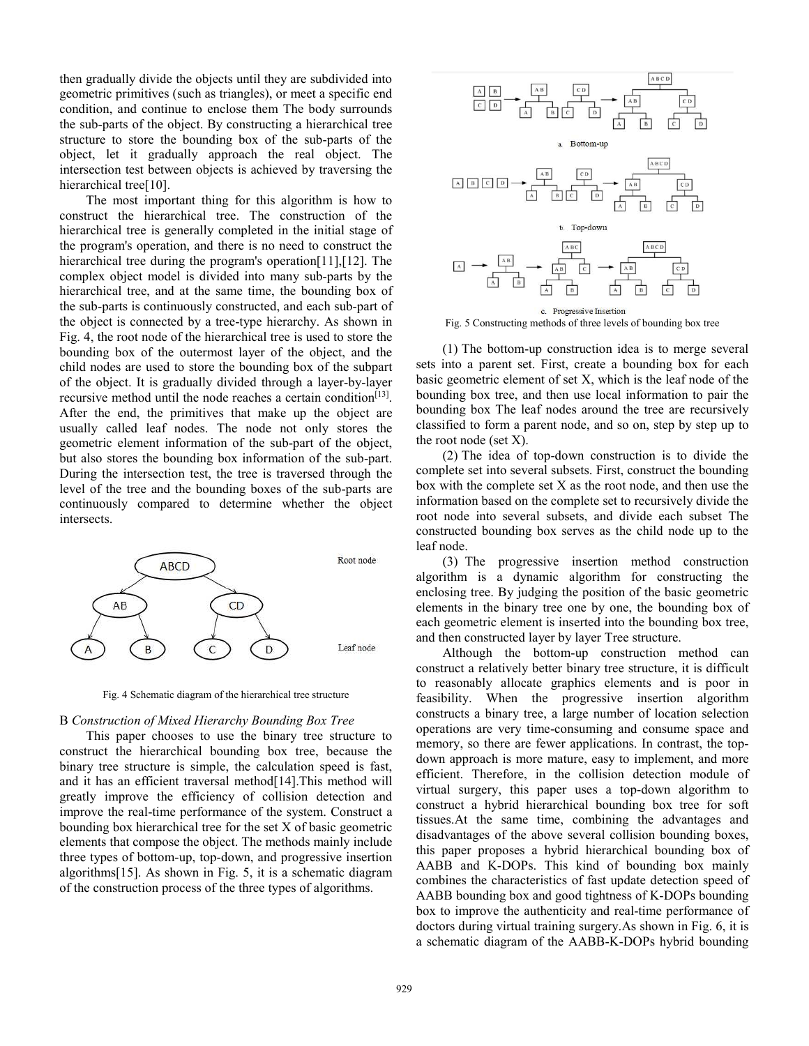then gradually divide the objects until they are subdivided into geometric primitives (such as triangles), or meet a specific end condition, and continue to enclose them The body surrounds the sub-parts of the object. By constructing a hierarchical tree structure to store the bounding box of the sub-parts of the object, let it gradually approach the real object. The intersection test between objects is achieved by traversing the hierarchical tree[10].

The most important thing for this algorithm is how to construct the hierarchical tree. The construction of the hierarchical tree is generally completed in the initial stage of the program's operation, and there is no need to construct the hierarchical tree during the program's operation[11],[12]. The complex object model is divided into many sub-parts by the hierarchical tree, and at the same time, the bounding box of the sub-parts is continuously constructed, and each sub-part of the object is connected by a tree-type hierarchy. As shown in Fig. 4, the root node of the hierarchical tree is used to store the bounding box of the outermost layer of the object, and the child nodes are used to store the bounding box of the subpart of the object. It is gradually divided through a layer-by-layer recursive method until the node reaches a certain condition[13]. After the end, the primitives that make up the object are usually called leaf nodes. The node not only stores the geometric element information of the sub-part of the object, but also stores the bounding box information of the sub-part. During the intersection test, the tree is traversed through the level of the tree and the bounding boxes of the sub-parts are continuously compared to determine whether the object intersects.

Fig. 4 Schematic diagram of the hierarchical tree structure

B *Construction of Mixed Hierarchy Bounding Box Tree*

This paper chooses to use the binary tree structure to construct the hierarchical bounding box tree, because the binary tree structure is simple, the calculation speed is fast, and it has an efficient traversal method[14].This method will greatly improve the efficiency of collision detection and improve the real-time performance of the system. Construct a bounding box hierarchical tree for the set X of basic geometric elements that compose the object. The methods mainly include three types of bottom-up, top-down, and progressive insertion algorithms[15]. As shown in Fig. 5, it is a schematic diagram of the construction process of the three types of algorithms.

Fig. 5 Constructing methods of three levels of bounding box tree

(1) The bottom-up construction idea is to merge several sets into a parent set. First, create a bounding box for each basic geometric element of set X, which is the leaf node of the bounding box tree, and then use local information to pair the bounding box The leaf nodes around the tree are recursively classified to form a parent node, and so on, step by step up to the root node (set X).

(2) The idea of top-down construction is to divide the complete set into several subsets. First, construct the bounding box with the complete set X as the root node, and then use the information based on the complete set to recursively divide the root node into several subsets, and divide each subset The constructed bounding box serves as the child node up to the leaf node.

(3) The progressive insertion method construction algorithm is a dynamic algorithm for constructing the enclosing tree. By judging the position of the basic geometric elements in the binary tree one by one, the bounding box of each geometric element is inserted into the bounding box tree, and then constructed layer by layer Tree structure.

Although the bottom-up construction method can construct a relatively better binary tree structure, it is difficult to reasonably allocate graphics elements and is poor in feasibility. When the progressive insertion algorithm constructs a binary tree, a large number of location selection operations are very time-consuming and consume space and memory, so there are fewer applications. In contrast, the top-down approach is more mature, easy to implement, and more efficient. Therefore, in the collision detection module of virtual surgery, this paper uses a top-down algorithm to construct a hybrid hierarchical bounding box tree for soft tissues.At the same time, combining the advantages and disadvantages of the above several collision bounding boxes, this paper proposes a hybrid hierarchical bounding box of AABB and K-DOPs. This kind of bounding box mainly combines the characteristics of fast update detection speed of AABB bounding box and good tightness of K-DOPs bounding box to improve the authenticity and real-time performance of doctors during virtual training surgery.As shown in Fig. 6, it is a schematic diagram of the AABB-K-DOPs hybrid bounding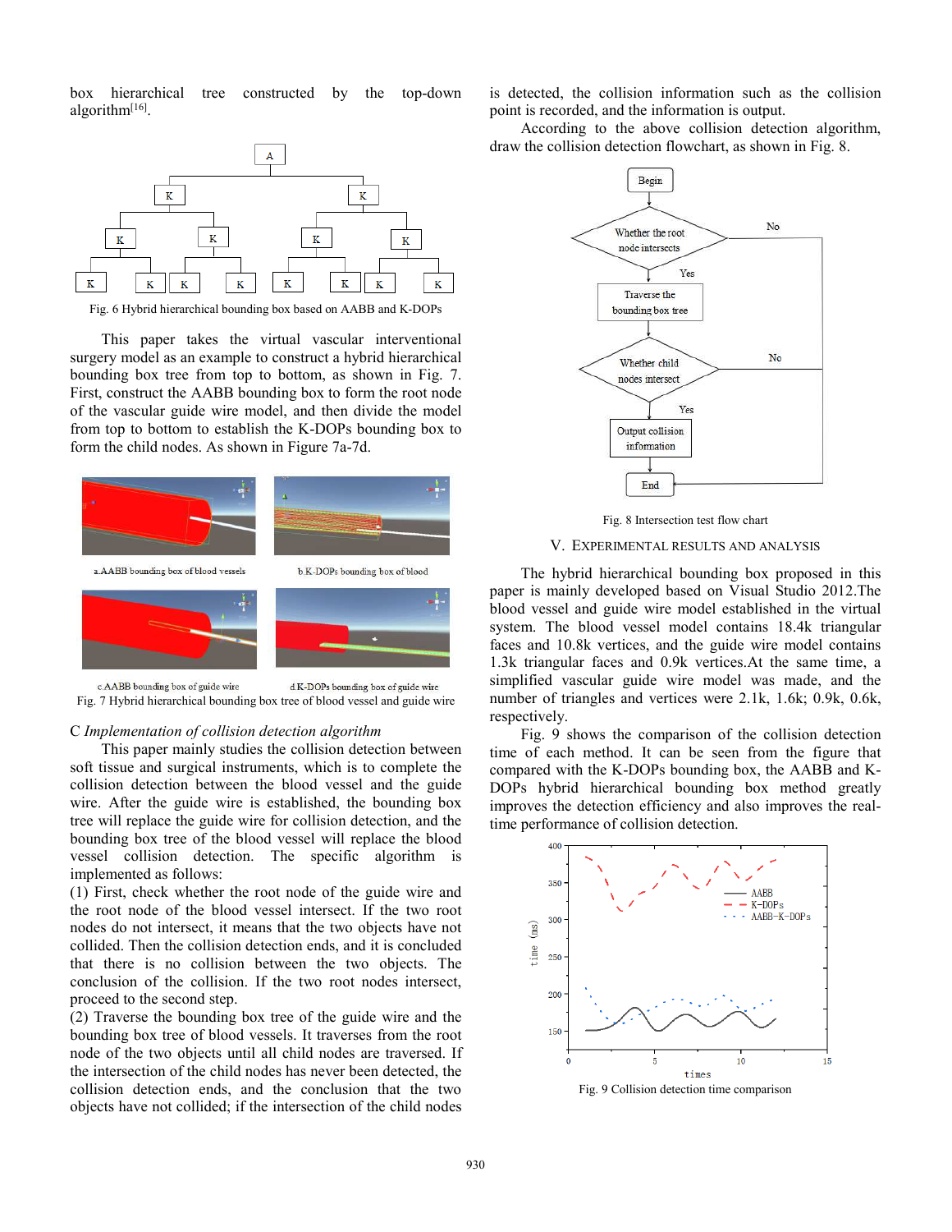box hierarchical tree constructed by the top-down algorithm[16].

Fig. 6 Hybrid hierarchical bounding box based on AABB and K-DOPs

This paper takes the virtual vascular interventional surgery model as an example to construct a hybrid hierarchical bounding box tree from top to bottom, as shown in Fig. 7. First, construct the AABB bounding box to form the root node of the vascular guide wire model, and then divide the model from top to bottom to establish the K-DOPs bounding box to form the child nodes. As shown in Figure 7a-7d.

a.AABB bounding box of blood vessels　b.K-DOPs bounding box of blood

c.AABB bounding box of guide wire　d.K-DOPs bounding box of guide wire

Fig. 7 Hybrid hierarchical bounding box tree of blood vessel and guide wire

### C *Implementation of collision detection algorithm*

This paper mainly studies the collision detection between soft tissue and surgical instruments, which is to complete the collision detection between the blood vessel and the guide wire. After the guide wire is established, the bounding box tree will replace the guide wire for collision detection, and the bounding box tree of the blood vessel will replace the blood vessel collision detection. The specific algorithm is implemented as follows:

(1) First, check whether the root node of the guide wire and the root node of the blood vessel intersect. If the two root nodes do not intersect, it means that the two objects have not collided. Then the collision detection ends, and it is concluded that there is no collision between the two objects. The conclusion of the collision. If the two root nodes intersect, proceed to the second step.

(2) Traverse the bounding box tree of the guide wire and the bounding box tree of blood vessels. It traverses from the root node of the two objects until all child nodes are traversed. If the intersection of the child nodes has never been detected, the collision detection ends, and the conclusion that the two objects have not collided; if the intersection of the child nodes is detected, the collision information such as the collision point is recorded, and the information is output.

According to the above collision detection algorithm, draw the collision detection flowchart, as shown in Fig. 8.

Fig. 8 Intersection test flow chart

## V. Experimental Results and Analysis

The hybrid hierarchical bounding box proposed in this paper is mainly developed based on Visual Studio 2012.The blood vessel and guide wire model established in the virtual system. The blood vessel model contains 18.4k triangular faces and 10.8k vertices, and the guide wire model contains 1.3k triangular faces and 0.9k vertices.At the same time, a simplified vascular guide wire model was made, and the number of triangles and vertices were 2.1k, 1.6k; 0.9k, 0.6k, respectively.

Fig. 9 shows the comparison of the collision detection time of each method. It can be seen from the figure that compared with the K-DOPs bounding box, the AABB and K-DOPs hybrid hierarchical bounding box method greatly improves the detection efficiency and also improves the real-time performance of collision detection.

Fig. 9 Collision detection time comparison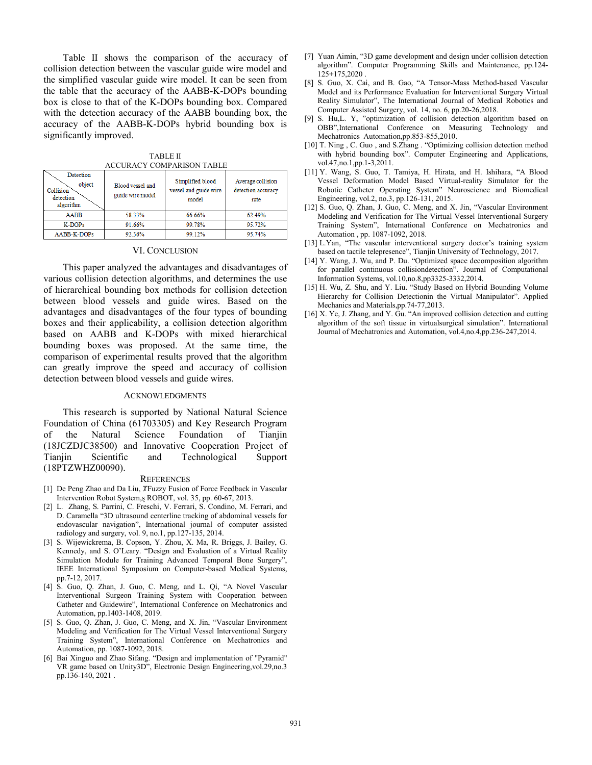Table II shows the comparison of the accuracy of collision detection between the vascular guide wire model and the simplified vascular guide wire model. It can be seen from the table that the accuracy of the AABB-K-DOPs bounding box is close to that of the K-DOPs bounding box. Compared with the detection accuracy of the AABB bounding box, the accuracy of the AABB-K-DOPs hybrid bounding box is significantly improved.

TABLE II
ACCURACY COMPARISON TABLE

| Detection object / Collision detection algorithm | Blood vessel and guide wire model | Simplified blood vessel and guide wire model | Average collision detection accuracy rate |
|---|---|---|---|
| AABB | 58.33% | 66.66% | 62.49% |
| K-DOPs | 91.66% | 99.78% | 95.72% |
| AABB-K-DOPs | 92.36% | 99.12% | 95.74% |

## VI. Conclusion

This paper analyzed the advantages and disadvantages of various collision detection algorithms, and determines the use of hierarchical bounding box methods for collision detection between blood vessels and guide wires. Based on the advantages and disadvantages of the four types of bounding boxes and their applicability, a collision detection algorithm based on AABB and K-DOPs with mixed hierarchical bounding boxes was proposed. At the same time, the comparison of experimental results proved that the algorithm can greatly improve the speed and accuracy of collision detection between blood vessels and guide wires.

## Acknowledgments

This research is supported by National Natural Science Foundation of China (61703305) and Key Research Program of the Natural Science Foundation of Tianjin (18JCZDJC38500) and Innovative Cooperation Project of Tianjin Scientific and Technological Support (18PTZWHZ00090).

## References

[1] De Peng Zhao and Da Liu, ŢFuzzy Fusion of Force Feedback in Vascular Intervention Robot System,ş ROBOT, vol. 35, pp. 60-67, 2013.

[2] L. Zhang, S. Parrini, C. Freschi, V. Ferrari, S. Condino, M. Ferrari, and D. Caramella "3D ultrasound centerline tracking of abdominal vessels for endovascular navigation", International journal of computer assisted radiology and surgery, vol. 9, no.1, pp.127-135, 2014.

[3] S. Wijewickrema, B. Copson, Y. Zhou, X. Ma, R. Briggs, J. Bailey, G. Kennedy, and S. O'Leary. "Design and Evaluation of a Virtual Reality Simulation Module for Training Advanced Temporal Bone Surgery", IEEE International Symposium on Computer-based Medical Systems, pp.7-12, 2017.

[4] S. Guo, Q. Zhan, J. Guo, C. Meng, and L. Qi, "A Novel Vascular Interventional Surgeon Training System with Cooperation between Catheter and Guidewire", International Conference on Mechatronics and Automation, pp.1403-1408, 2019.

[5] S. Guo, Q. Zhan, J. Guo, C. Meng, and X. Jin, "Vascular Environment Modeling and Verification for The Virtual Vessel Interventional Surgery Training System", International Conference on Mechatronics and Automation, pp. 1087-1092, 2018.

[6] Bai Xinguo and Zhao Sifang. "Design and implementation of "Pyramid" VR game based on Unity3D", Electronic Design Engineering,vol.29,no.3 pp.136-140, 2021 .

[7] Yuan Aimin, "3D game development and design under collision detection algorithm". Computer Programming Skills and Maintenance, pp.124-125+175,2020 .

[8] S. Guo, X. Cai, and B. Gao, "A Tensor-Mass Method-based Vascular Model and its Performance Evaluation for Interventional Surgery Virtual Reality Simulator", The International Journal of Medical Robotics and Computer Assisted Surgery, vol. 14, no. 6, pp.20-26,2018.

[9] S. Hu,L. Y, "optimization of collision detection algorithm based on OBB",International Conference on Measuring Technology and Mechatronics Automation,pp.853-855,2010.

[10] T. Ning , C. Guo , and S.Zhang . "Optimizing collision detection method with hybrid bounding box". Computer Engineering and Applications, vol.47,no.1,pp.1-3,2011.

[11] Y. Wang, S. Guo, T. Tamiya, H. Hirata, and H. Ishihara, "A Blood Vessel Deformation Model Based Virtual-reality Simulator for the Robotic Catheter Operating System" Neuroscience and Biomedical Engineering, vol.2, no.3, pp.126-131, 2015.

[12] S. Guo, Q. Zhan, J. Guo, C. Meng, and X. Jin, "Vascular Environment Modeling and Verification for The Virtual Vessel Interventional Surgery Training System", International Conference on Mechatronics and Automation , pp. 1087-1092, 2018.

[13] L.Yan, "The vascular interventional surgery doctor's training system based on tactile telepresence", Tianjin University of Technology, 2017.

[14] Y. Wang, J. Wu, and P. Du. "Optimized space decomposition algorithm for parallel continuous collisiondetection". Journal of Computational Information Systems, vol.10,no.8,pp3325-3332,2014.

[15] H. Wu, Z. Shu, and Y. Liu. "Study Based on Hybrid Bounding Volume Hierarchy for Collision Detectionin the Virtual Manipulator". Applied Mechanics and Materials,pp.74-77,2013.

[16] X. Ye, J. Zhang, and Y. Gu. "An improved collision detection and cutting algorithm of the soft tissue in virtualsurgical simulation". International Journal of Mechatronics and Automation, vol.4,no.4,pp.236-247,2014.